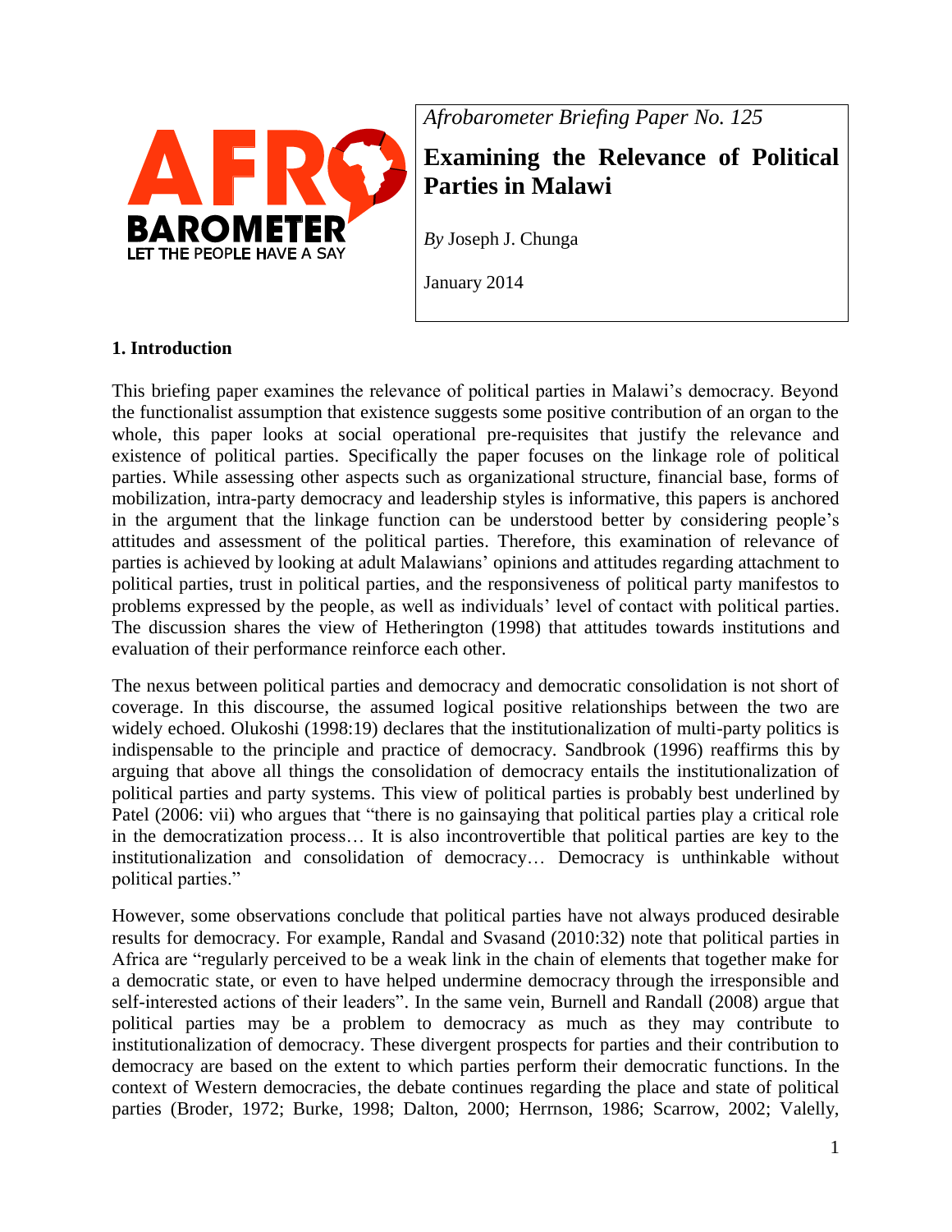*Afrobarometer Briefing Paper No. 125*

# Examining the Relevance of Political Parties in Malawi

*By* Joseph J. Chunga

January 2014

## 1. Introduction

This briefing paper examines the relevance of political parties in Malawi's democracy. Beyond the functionalist assumption that existence suggests some positive contribution of an organ to the whole, this paper looks at social operational pre-requisites that justify the relevance and existence of political parties. Specifically the paper focuses on the linkage role of political parties. While assessing other aspects such as organizational structure, financial base, forms of mobilization, intra-party democracy and leadership styles is informative, this papers is anchored in the argument that the linkage function can be understood better by considering people's attitudes and assessment of the political parties. Therefore, this examination of relevance of parties is achieved by looking at adult Malawians' opinions and attitudes regarding attachment to political parties, trust in political parties, and the responsiveness of political party manifestos to problems expressed by the people, as well as individuals' level of contact with political parties. The discussion shares the view of Hetherington (1998) that attitudes towards institutions and evaluation of their performance reinforce each other.

The nexus between political parties and democracy and democratic consolidation is not short of coverage. In this discourse, the assumed logical positive relationships between the two are widely echoed. Olukoshi (1998:19) declares that the institutionalization of multi-party politics is indispensable to the principle and practice of democracy. Sandbrook (1996) reaffirms this by arguing that above all things the consolidation of democracy entails the institutionalization of political parties and party systems. This view of political parties is probably best underlined by Patel (2006: vii) who argues that "there is no gainsaying that political parties play a critical role in the democratization process… It is also incontrovertible that political parties are key to the institutionalization and consolidation of democracy… Democracy is unthinkable without political parties."

However, some observations conclude that political parties have not always produced desirable results for democracy. For example, Randal and Svasand (2010:32) note that political parties in Africa are "regularly perceived to be a weak link in the chain of elements that together make for a democratic state, or even to have helped undermine democracy through the irresponsible and self-interested actions of their leaders". In the same vein, Burnell and Randall (2008) argue that political parties may be a problem to democracy as much as they may contribute to institutionalization of democracy. These divergent prospects for parties and their contribution to democracy are based on the extent to which parties perform their democratic functions. In the context of Western democracies, the debate continues regarding the place and state of political parties (Broder, 1972; Burke, 1998; Dalton, 2000; Herrnson, 1986; Scarrow, 2002; Valelly,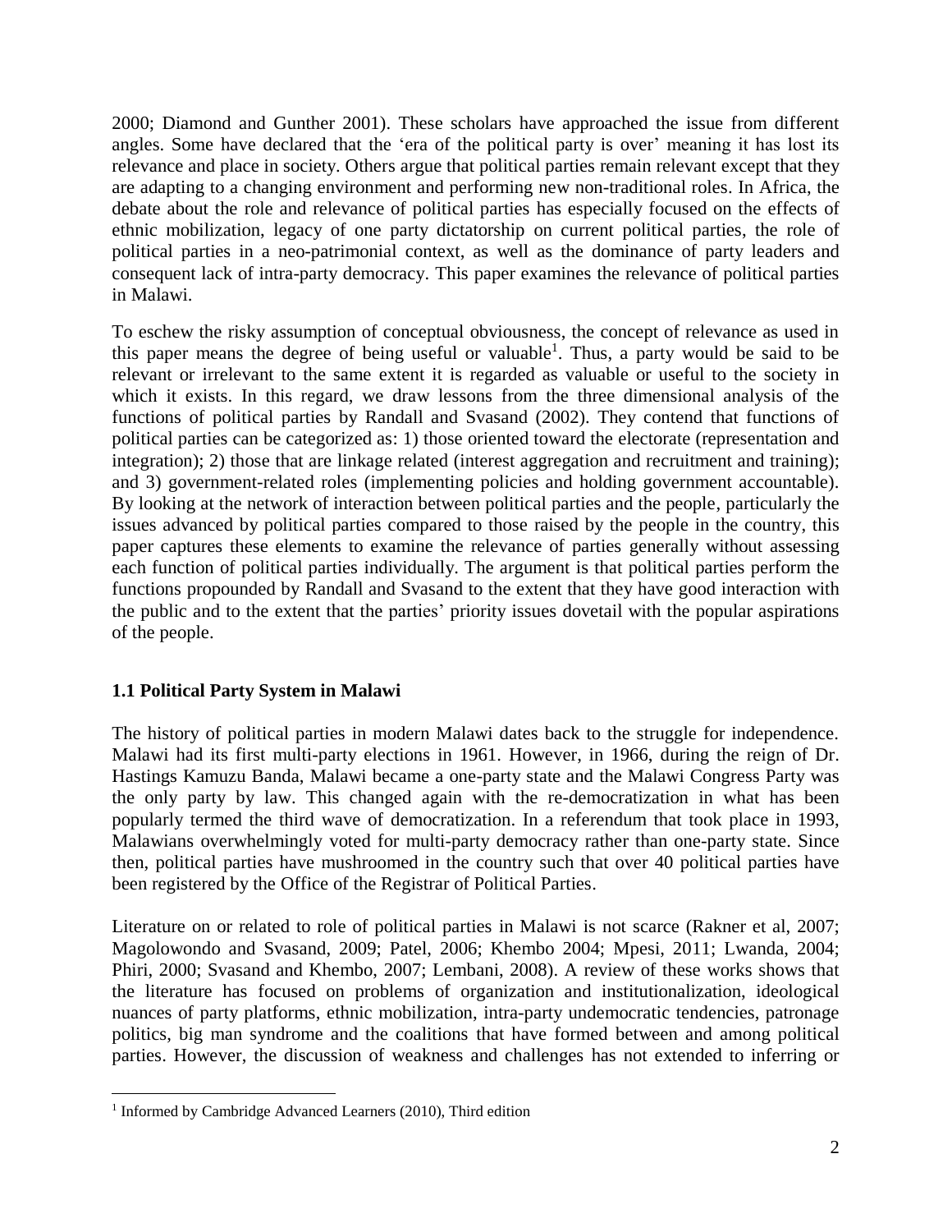2000; Diamond and Gunther 2001). These scholars have approached the issue from different angles. Some have declared that the 'era of the political party is over' meaning it has lost its relevance and place in society. Others argue that political parties remain relevant except that they are adapting to a changing environment and performing new non-traditional roles. In Africa, the debate about the role and relevance of political parties has especially focused on the effects of ethnic mobilization, legacy of one party dictatorship on current political parties, the role of political parties in a neo-patrimonial context, as well as the dominance of party leaders and consequent lack of intra-party democracy. This paper examines the relevance of political parties in Malawi.

To eschew the risky assumption of conceptual obviousness, the concept of relevance as used in this paper means the degree of being useful or valuable[1]. Thus, a party would be said to be relevant or irrelevant to the same extent it is regarded as valuable or useful to the society in which it exists. In this regard, we draw lessons from the three dimensional analysis of the functions of political parties by Randall and Svasand (2002). They contend that functions of political parties can be categorized as: 1) those oriented toward the electorate (representation and integration); 2) those that are linkage related (interest aggregation and recruitment and training); and 3) government-related roles (implementing policies and holding government accountable). By looking at the network of interaction between political parties and the people, particularly the issues advanced by political parties compared to those raised by the people in the country, this paper captures these elements to examine the relevance of parties generally without assessing each function of political parties individually. The argument is that political parties perform the functions propounded by Randall and Svasand to the extent that they have good interaction with the public and to the extent that the parties' priority issues dovetail with the popular aspirations of the people.

### 1.1 Political Party System in Malawi

The history of political parties in modern Malawi dates back to the struggle for independence. Malawi had its first multi-party elections in 1961. However, in 1966, during the reign of Dr. Hastings Kamuzu Banda, Malawi became a one-party state and the Malawi Congress Party was the only party by law. This changed again with the re-democratization in what has been popularly termed the third wave of democratization. In a referendum that took place in 1993, Malawians overwhelmingly voted for multi-party democracy rather than one-party state. Since then, political parties have mushroomed in the country such that over 40 political parties have been registered by the Office of the Registrar of Political Parties.

Literature on or related to role of political parties in Malawi is not scarce (Rakner et al, 2007; Magolowondo and Svasand, 2009; Patel, 2006; Khembo 2004; Mpesi, 2011; Lwanda, 2004; Phiri, 2000; Svasand and Khembo, 2007; Lembani, 2008). A review of these works shows that the literature has focused on problems of organization and institutionalization, ideological nuances of party platforms, ethnic mobilization, intra-party undemocratic tendencies, patronage politics, big man syndrome and the coalitions that have formed between and among political parties. However, the discussion of weakness and challenges has not extended to inferring or

[1] Informed by Cambridge Advanced Learners (2010), Third edition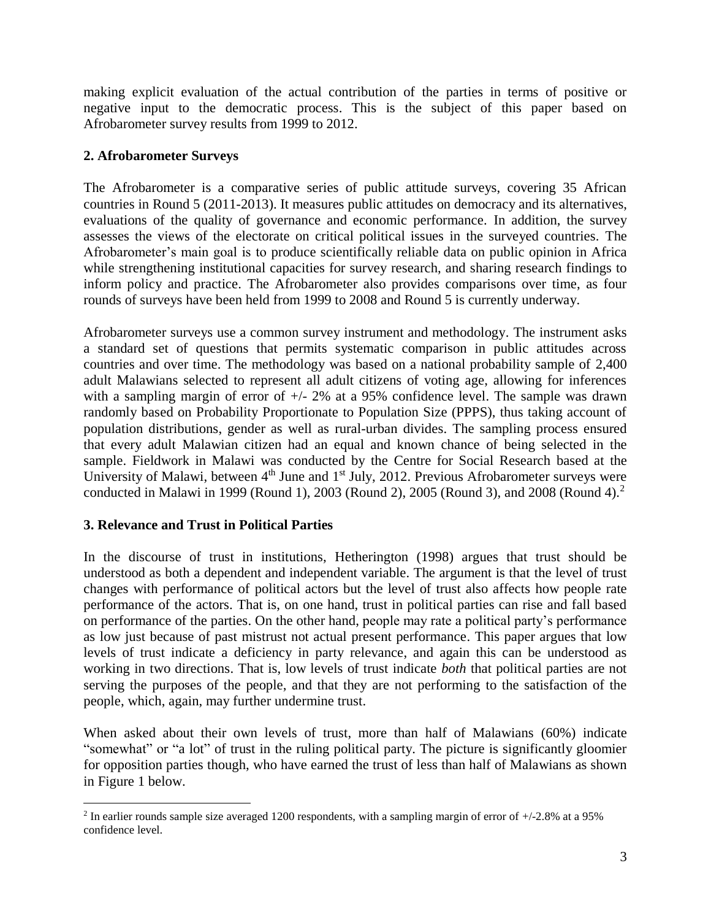making explicit evaluation of the actual contribution of the parties in terms of positive or negative input to the democratic process. This is the subject of this paper based on Afrobarometer survey results from 1999 to 2012.

## 2. Afrobarometer Surveys

The Afrobarometer is a comparative series of public attitude surveys, covering 35 African countries in Round 5 (2011-2013). It measures public attitudes on democracy and its alternatives, evaluations of the quality of governance and economic performance. In addition, the survey assesses the views of the electorate on critical political issues in the surveyed countries. The Afrobarometer's main goal is to produce scientifically reliable data on public opinion in Africa while strengthening institutional capacities for survey research, and sharing research findings to inform policy and practice. The Afrobarometer also provides comparisons over time, as four rounds of surveys have been held from 1999 to 2008 and Round 5 is currently underway.

Afrobarometer surveys use a common survey instrument and methodology. The instrument asks a standard set of questions that permits systematic comparison in public attitudes across countries and over time. The methodology was based on a national probability sample of 2,400 adult Malawians selected to represent all adult citizens of voting age, allowing for inferences with a sampling margin of error of +/- 2% at a 95% confidence level. The sample was drawn randomly based on Probability Proportionate to Population Size (PPPS), thus taking account of population distributions, gender as well as rural-urban divides. The sampling process ensured that every adult Malawian citizen had an equal and known chance of being selected in the sample. Fieldwork in Malawi was conducted by the Centre for Social Research based at the University of Malawi, between 4th June and 1st July, 2012. Previous Afrobarometer surveys were conducted in Malawi in 1999 (Round 1), 2003 (Round 2), 2005 (Round 3), and 2008 (Round 4).[2]

## 3. Relevance and Trust in Political Parties

In the discourse of trust in institutions, Hetherington (1998) argues that trust should be understood as both a dependent and independent variable. The argument is that the level of trust changes with performance of political actors but the level of trust also affects how people rate performance of the actors. That is, on one hand, trust in political parties can rise and fall based on performance of the parties. On the other hand, people may rate a political party's performance as low just because of past mistrust not actual present performance. This paper argues that low levels of trust indicate a deficiency in party relevance, and again this can be understood as working in two directions. That is, low levels of trust indicate *both* that political parties are not serving the purposes of the people, and that they are not performing to the satisfaction of the people, which, again, may further undermine trust.

When asked about their own levels of trust, more than half of Malawians (60%) indicate "somewhat" or "a lot" of trust in the ruling political party. The picture is significantly gloomier for opposition parties though, who have earned the trust of less than half of Malawians as shown in Figure 1 below.

[2] In earlier rounds sample size averaged 1200 respondents, with a sampling margin of error of +/-2.8% at a 95% confidence level.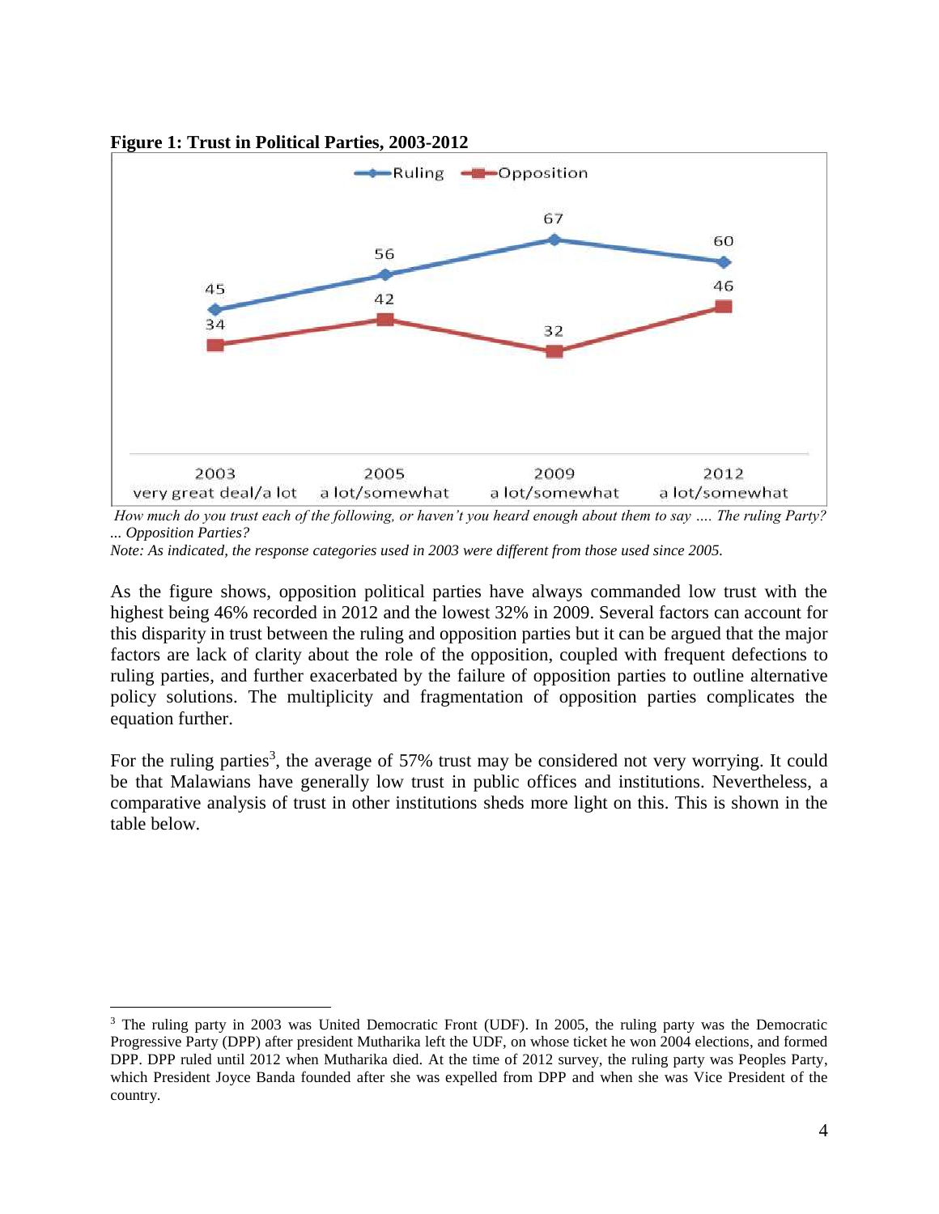**Figure 1: Trust in Political Parties, 2003-2012**

| | 2003 very great deal/a lot | 2005 a lot/somewhat | 2009 a lot/somewhat | 2012 a lot/somewhat |
|---|---|---|---|---|
| Ruling | 45 | 56 | 67 | 60 |
| Opposition | 34 | 42 | 32 | 46 |

*How much do you trust each of the following, or haven't you heard enough about them to say …. The ruling Party? ... Opposition Parties?*

*Note: As indicated, the response categories used in 2003 were different from those used since 2005.*

As the figure shows, opposition political parties have always commanded low trust with the highest being 46% recorded in 2012 and the lowest 32% in 2009. Several factors can account for this disparity in trust between the ruling and opposition parties but it can be argued that the major factors are lack of clarity about the role of the opposition, coupled with frequent defections to ruling parties, and further exacerbated by the failure of opposition parties to outline alternative policy solutions. The multiplicity and fragmentation of opposition parties complicates the equation further.

For the ruling parties[3], the average of 57% trust may be considered not very worrying. It could be that Malawians have generally low trust in public offices and institutions. Nevertheless, a comparative analysis of trust in other institutions sheds more light on this. This is shown in the table below.

[3] The ruling party in 2003 was United Democratic Front (UDF). In 2005, the ruling party was the Democratic Progressive Party (DPP) after president Mutharika left the UDF, on whose ticket he won 2004 elections, and formed DPP. DPP ruled until 2012 when Mutharika died. At the time of 2012 survey, the ruling party was Peoples Party, which President Joyce Banda founded after she was expelled from DPP and when she was Vice President of the country.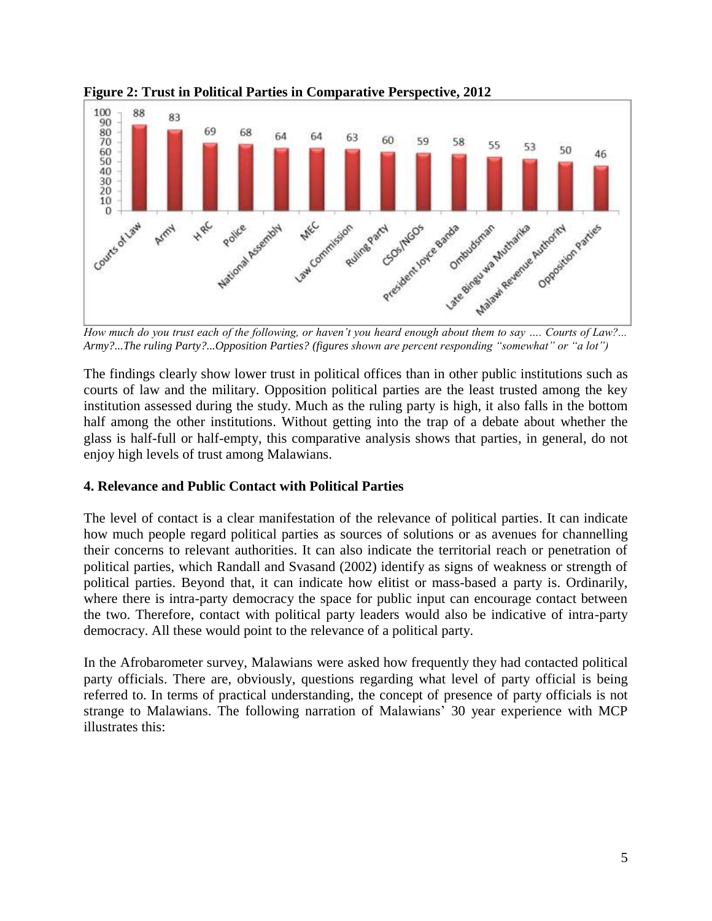**Figure 2: Trust in Political Parties in Comparative Perspective, 2012**

| Institution | % |
|---|---|
| Courts of Law | 88 |
| Army | 83 |
| HRC | 69 |
| Police | 68 |
| National Assembly | 64 |
| MEC | 64 |
| Law Commission | 63 |
| Ruling Party | 60 |
| CSOs/NGOs | 59 |
| President Joyce Banda | 58 |
| Ombudsman | 55 |
| Late Bingu wa Mutharika | 53 |
| Malawi Revenue Authority | 50 |
| Opposition Parties | 46 |

*How much do you trust each of the following, or haven't you heard enough about them to say …. Courts of Law?... Army?...The ruling Party?...Opposition Parties? (figures shown are percent responding "somewhat" or "a lot")*

The findings clearly show lower trust in political offices than in other public institutions such as courts of law and the military. Opposition political parties are the least trusted among the key institution assessed during the study. Much as the ruling party is high, it also falls in the bottom half among the other institutions. Without getting into the trap of a debate about whether the glass is half-full or half-empty, this comparative analysis shows that parties, in general, do not enjoy high levels of trust among Malawians.

## 4. Relevance and Public Contact with Political Parties

The level of contact is a clear manifestation of the relevance of political parties. It can indicate how much people regard political parties as sources of solutions or as avenues for channelling their concerns to relevant authorities. It can also indicate the territorial reach or penetration of political parties, which Randall and Svasand (2002) identify as signs of weakness or strength of political parties. Beyond that, it can indicate how elitist or mass-based a party is. Ordinarily, where there is intra-party democracy the space for public input can encourage contact between the two. Therefore, contact with political party leaders would also be indicative of intra-party democracy. All these would point to the relevance of a political party.

In the Afrobarometer survey, Malawians were asked how frequently they had contacted political party officials. There are, obviously, questions regarding what level of party official is being referred to. In terms of practical understanding, the concept of presence of party officials is not strange to Malawians. The following narration of Malawians' 30 year experience with MCP illustrates this: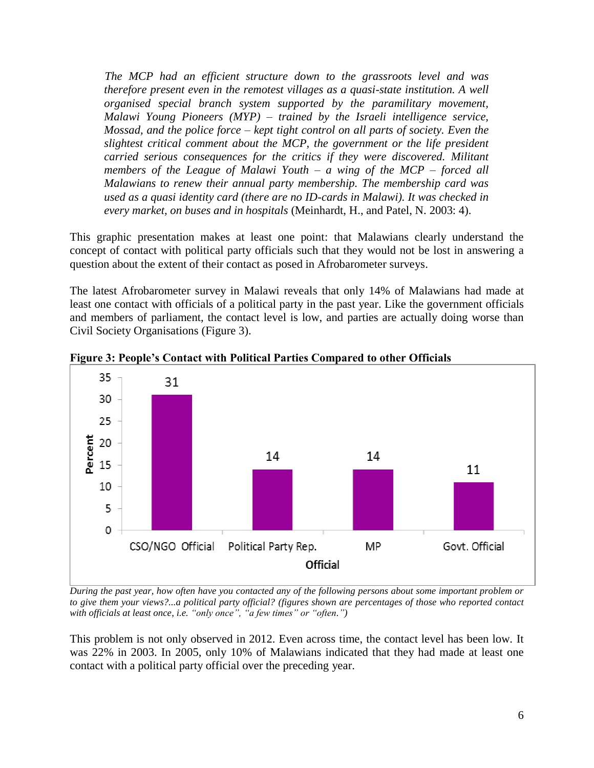*The MCP had an efficient structure down to the grassroots level and was therefore present even in the remotest villages as a quasi-state institution. A well organised special branch system supported by the paramilitary movement, Malawi Young Pioneers (MYP) – trained by the Israeli intelligence service, Mossad, and the police force – kept tight control on all parts of society. Even the slightest critical comment about the MCP, the government or the life president carried serious consequences for the critics if they were discovered. Militant members of the League of Malawi Youth – a wing of the MCP – forced all Malawians to renew their annual party membership. The membership card was used as a quasi identity card (there are no ID-cards in Malawi). It was checked in every market, on buses and in hospitals* (Meinhardt, H., and Patel, N. 2003: 4).

This graphic presentation makes at least one point: that Malawians clearly understand the concept of contact with political party officials such that they would not be lost in answering a question about the extent of their contact as posed in Afrobarometer surveys.

The latest Afrobarometer survey in Malawi reveals that only 14% of Malawians had made at least one contact with officials of a political party in the past year. Like the government officials and members of parliament, the contact level is low, and parties are actually doing worse than Civil Society Organisations (Figure 3).

**Figure 3: People's Contact with Political Parties Compared to other Officials**

| Official | Percent |
|---|---|
| CSO/NGO Official | 31 |
| Political Party Rep. | 14 |
| MP | 14 |
| Govt. Official | 11 |

*During the past year, how often have you contacted any of the following persons about some important problem or to give them your views?...a political party official? (figures shown are percentages of those who reported contact with officials at least once, i.e. "only once", "a few times" or "often.")*

This problem is not only observed in 2012. Even across time, the contact level has been low. It was 22% in 2003. In 2005, only 10% of Malawians indicated that they had made at least one contact with a political party official over the preceding year.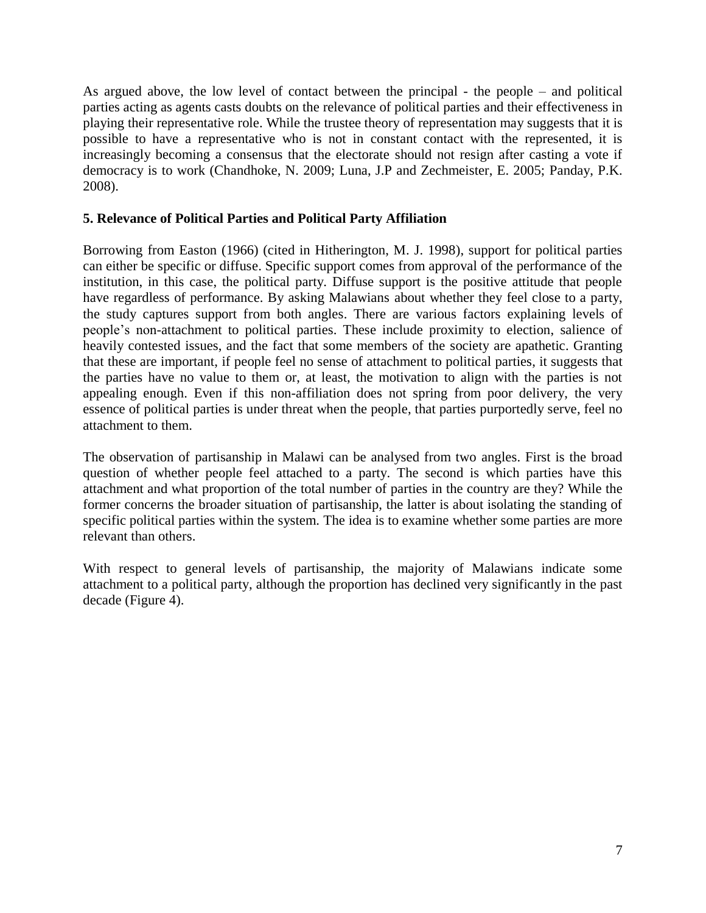As argued above, the low level of contact between the principal - the people – and political parties acting as agents casts doubts on the relevance of political parties and their effectiveness in playing their representative role. While the trustee theory of representation may suggests that it is possible to have a representative who is not in constant contact with the represented, it is increasingly becoming a consensus that the electorate should not resign after casting a vote if democracy is to work (Chandhoke, N. 2009; Luna, J.P and Zechmeister, E. 2005; Panday, P.K. 2008).

## 5. Relevance of Political Parties and Political Party Affiliation

Borrowing from Easton (1966) (cited in Hitherington, M. J. 1998), support for political parties can either be specific or diffuse. Specific support comes from approval of the performance of the institution, in this case, the political party. Diffuse support is the positive attitude that people have regardless of performance. By asking Malawians about whether they feel close to a party, the study captures support from both angles. There are various factors explaining levels of people's non-attachment to political parties. These include proximity to election, salience of heavily contested issues, and the fact that some members of the society are apathetic. Granting that these are important, if people feel no sense of attachment to political parties, it suggests that the parties have no value to them or, at least, the motivation to align with the parties is not appealing enough. Even if this non-affiliation does not spring from poor delivery, the very essence of political parties is under threat when the people, that parties purportedly serve, feel no attachment to them.

The observation of partisanship in Malawi can be analysed from two angles. First is the broad question of whether people feel attached to a party. The second is which parties have this attachment and what proportion of the total number of parties in the country are they? While the former concerns the broader situation of partisanship, the latter is about isolating the standing of specific political parties within the system. The idea is to examine whether some parties are more relevant than others.

With respect to general levels of partisanship, the majority of Malawians indicate some attachment to a political party, although the proportion has declined very significantly in the past decade (Figure 4).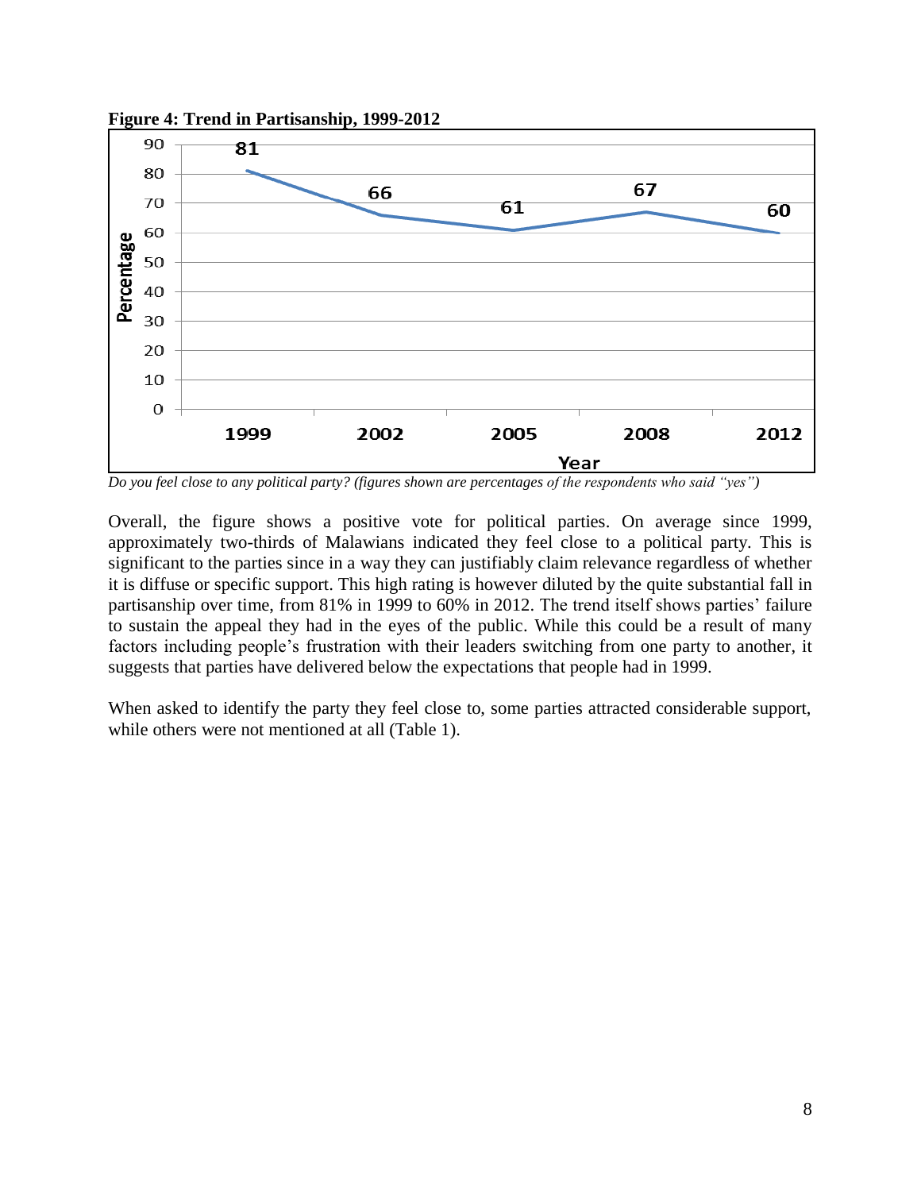**Figure 4: Trend in Partisanship, 1999-2012**

| Year | Percentage |
|---|---|
| 1999 | 81 |
| 2002 | 66 |
| 2005 | 61 |
| 2008 | 67 |
| 2012 | 60 |

*Do you feel close to any political party? (figures shown are percentages of the respondents who said "yes")*

Overall, the figure shows a positive vote for political parties. On average since 1999, approximately two-thirds of Malawians indicated they feel close to a political party. This is significant to the parties since in a way they can justifiably claim relevance regardless of whether it is diffuse or specific support. This high rating is however diluted by the quite substantial fall in partisanship over time, from 81% in 1999 to 60% in 2012. The trend itself shows parties' failure to sustain the appeal they had in the eyes of the public. While this could be a result of many factors including people's frustration with their leaders switching from one party to another, it suggests that parties have delivered below the expectations that people had in 1999.

When asked to identify the party they feel close to, some parties attracted considerable support, while others were not mentioned at all (Table 1).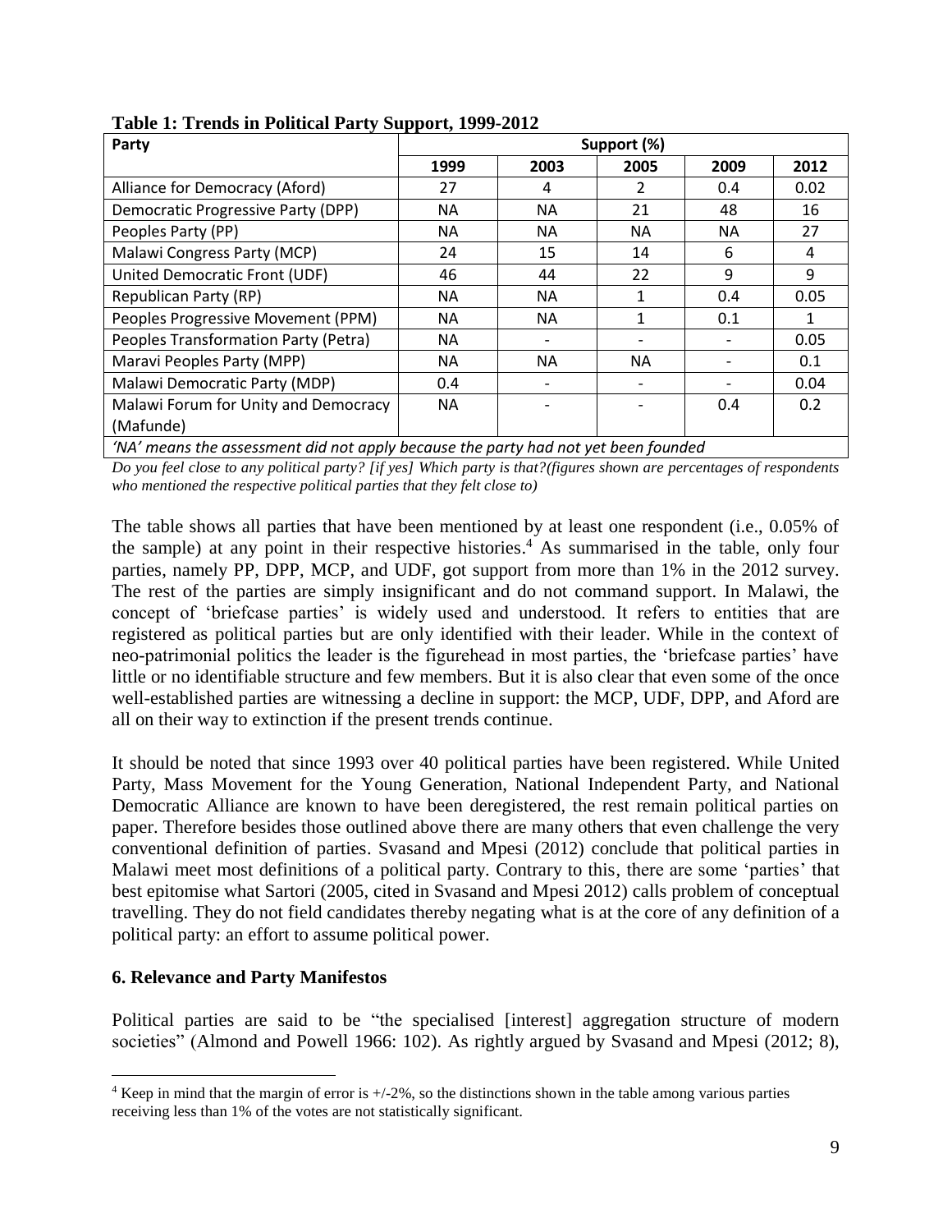**Table 1: Trends in Political Party Support, 1999-2012**

| Party | Support (%) | | | | |
|---|---|---|---|---|---|
| | 1999 | 2003 | 2005 | 2009 | 2012 |
| Alliance for Democracy (Aford) | 27 | 4 | 2 | 0.4 | 0.02 |
| Democratic Progressive Party (DPP) | NA | NA | 21 | 48 | 16 |
| Peoples Party (PP) | NA | NA | NA | NA | 27 |
| Malawi Congress Party (MCP) | 24 | 15 | 14 | 6 | 4 |
| United Democratic Front (UDF) | 46 | 44 | 22 | 9 | 9 |
| Republican Party (RP) | NA | NA | 1 | 0.4 | 0.05 |
| Peoples Progressive Movement (PPM) | NA | NA | 1 | 0.1 | 1 |
| Peoples Transformation Party (Petra) | NA | - | - | - | 0.05 |
| Maravi Peoples Party (MPP) | NA | NA | NA | - | 0.1 |
| Malawi Democratic Party (MDP) | 0.4 | - | - | - | 0.04 |
| Malawi Forum for Unity and Democracy (Mafunde) | NA | - | - | 0.4 | 0.2 |
| *'NA' means the assessment did not apply because the party had not yet been founded* | | | | | |

*Do you feel close to any political party? [if yes] Which party is that?(figures shown are percentages of respondents who mentioned the respective political parties that they felt close to)*

The table shows all parties that have been mentioned by at least one respondent (i.e., 0.05% of the sample) at any point in their respective histories.[4] As summarised in the table, only four parties, namely PP, DPP, MCP, and UDF, got support from more than 1% in the 2012 survey. The rest of the parties are simply insignificant and do not command support. In Malawi, the concept of 'briefcase parties' is widely used and understood. It refers to entities that are registered as political parties but are only identified with their leader. While in the context of neo-patrimonial politics the leader is the figurehead in most parties, the 'briefcase parties' have little or no identifiable structure and few members. But it is also clear that even some of the once well-established parties are witnessing a decline in support: the MCP, UDF, DPP, and Aford are all on their way to extinction if the present trends continue.

It should be noted that since 1993 over 40 political parties have been registered. While United Party, Mass Movement for the Young Generation, National Independent Party, and National Democratic Alliance are known to have been deregistered, the rest remain political parties on paper. Therefore besides those outlined above there are many others that even challenge the very conventional definition of parties. Svasand and Mpesi (2012) conclude that political parties in Malawi meet most definitions of a political party. Contrary to this, there are some 'parties' that best epitomise what Sartori (2005, cited in Svasand and Mpesi 2012) calls problem of conceptual travelling. They do not field candidates thereby negating what is at the core of any definition of a political party: an effort to assume political power.

## 6. Relevance and Party Manifestos

Political parties are said to be "the specialised [interest] aggregation structure of modern societies" (Almond and Powell 1966: 102). As rightly argued by Svasand and Mpesi (2012; 8),

[4] Keep in mind that the margin of error is +/-2%, so the distinctions shown in the table among various parties receiving less than 1% of the votes are not statistically significant.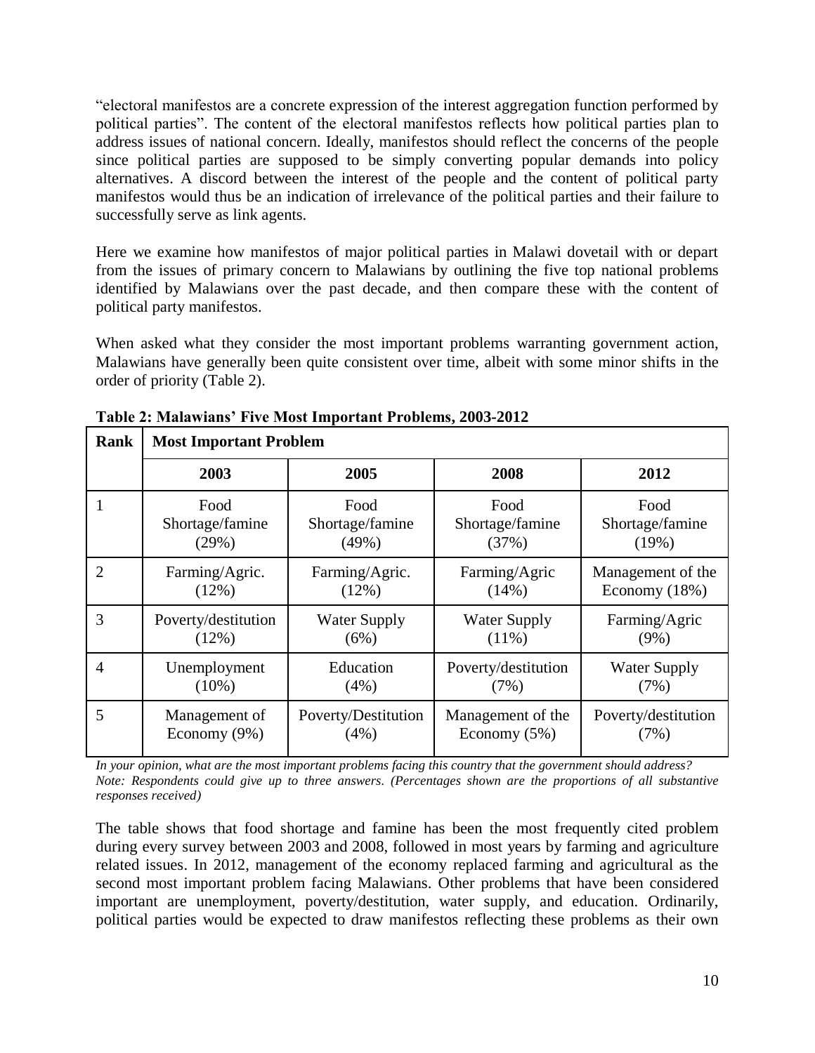"electoral manifestos are a concrete expression of the interest aggregation function performed by political parties". The content of the electoral manifestos reflects how political parties plan to address issues of national concern. Ideally, manifestos should reflect the concerns of the people since political parties are supposed to be simply converting popular demands into policy alternatives. A discord between the interest of the people and the content of political party manifestos would thus be an indication of irrelevance of the political parties and their failure to successfully serve as link agents.

Here we examine how manifestos of major political parties in Malawi dovetail with or depart from the issues of primary concern to Malawians by outlining the five top national problems identified by Malawians over the past decade, and then compare these with the content of political party manifestos.

When asked what they consider the most important problems warranting government action, Malawians have generally been quite consistent over time, albeit with some minor shifts in the order of priority (Table 2).

**Table 2: Malawians' Five Most Important Problems, 2003-2012**

| Rank | Most Important Problem | | | |
|---|---|---|---|---|
| | **2003** | **2005** | **2008** | **2012** |
| 1 | Food Shortage/famine (29%) | Food Shortage/famine (49%) | Food Shortage/famine (37%) | Food Shortage/famine (19%) |
| 2 | Farming/Agric. (12%) | Farming/Agric. (12%) | Farming/Agric (14%) | Management of the Economy (18%) |
| 3 | Poverty/destitution (12%) | Water Supply (6%) | Water Supply (11%) | Farming/Agric (9%) |
| 4 | Unemployment (10%) | Education (4%) | Poverty/destitution (7%) | Water Supply (7%) |
| 5 | Management of Economy (9%) | Poverty/Destitution (4%) | Management of the Economy (5%) | Poverty/destitution (7%) |

*In your opinion, what are the most important problems facing this country that the government should address? Note: Respondents could give up to three answers. (Percentages shown are the proportions of all substantive responses received)*

The table shows that food shortage and famine has been the most frequently cited problem during every survey between 2003 and 2008, followed in most years by farming and agriculture related issues. In 2012, management of the economy replaced farming and agricultural as the second most important problem facing Malawians. Other problems that have been considered important are unemployment, poverty/destitution, water supply, and education. Ordinarily, political parties would be expected to draw manifestos reflecting these problems as their own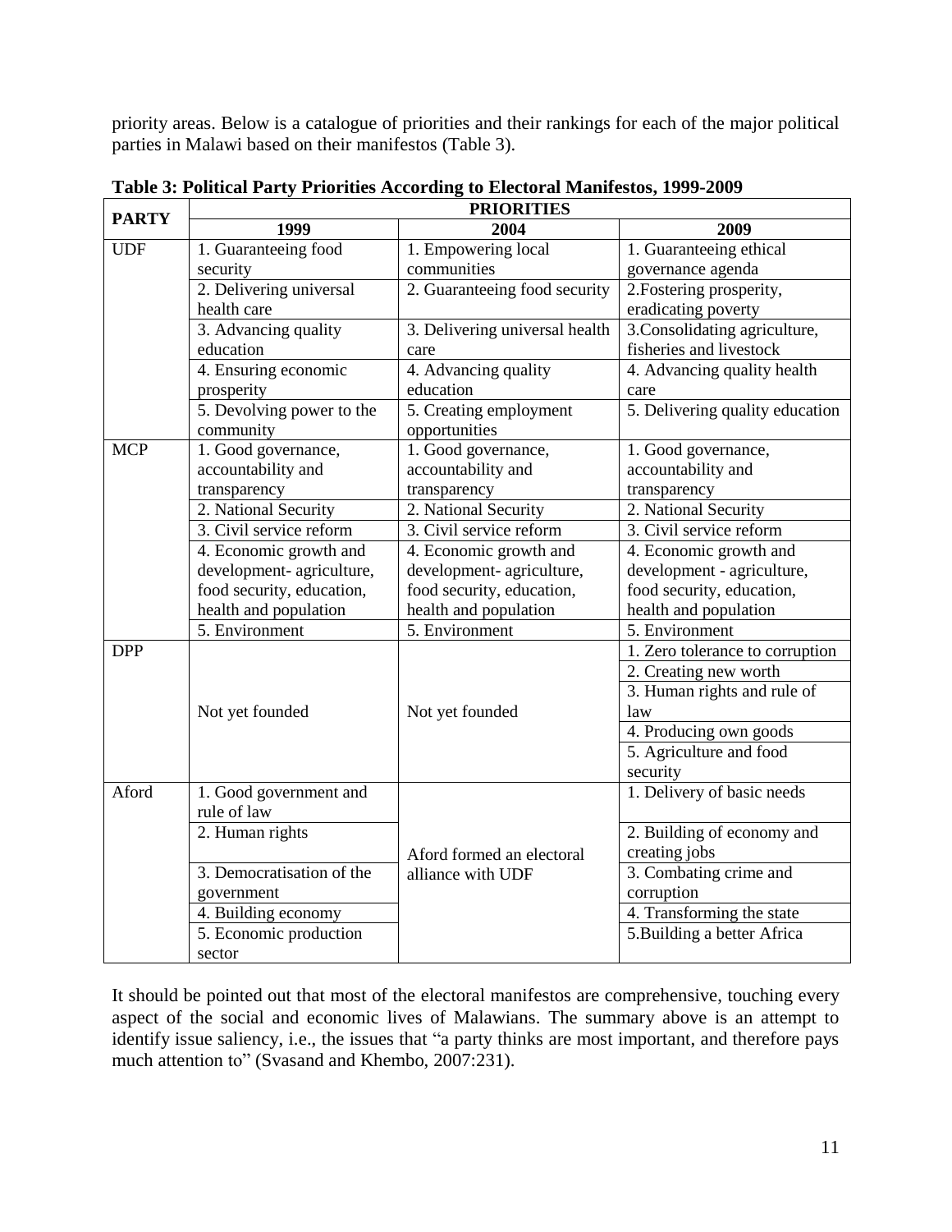priority areas. Below is a catalogue of priorities and their rankings for each of the major political parties in Malawi based on their manifestos (Table 3).

**Table 3: Political Party Priorities According to Electoral Manifestos, 1999-2009**

| PARTY | PRIORITIES | | |
|---|---|---|---|
| | **1999** | **2004** | **2009** |
| UDF | 1. Guaranteeing food security | 1. Empowering local communities | 1. Guaranteeing ethical governance agenda |
| | 2. Delivering universal health care | 2. Guaranteeing food security | 2.Fostering prosperity, eradicating poverty |
| | 3. Advancing quality education | 3. Delivering universal health care | 3.Consolidating agriculture, fisheries and livestock |
| | 4. Ensuring economic prosperity | 4. Advancing quality education | 4. Advancing quality health care |
| | 5. Devolving power to the community | 5. Creating employment opportunities | 5. Delivering quality education |
| MCP | 1. Good governance, accountability and transparency | 1. Good governance, accountability and transparency | 1. Good governance, accountability and transparency |
| | 2. National Security | 2. National Security | 2. National Security |
| | 3. Civil service reform | 3. Civil service reform | 3. Civil service reform |
| | 4. Economic growth and development- agriculture, food security, education, health and population | 4. Economic growth and development- agriculture, food security, education, health and population | 4. Economic growth and development - agriculture, food security, education, health and population |
| | 5. Environment | 5. Environment | 5. Environment |
| DPP | Not yet founded | Not yet founded | 1. Zero tolerance to corruption |
| | | | 2. Creating new worth |
| | | | 3. Human rights and rule of law |
| | | | 4. Producing own goods |
| | | | 5. Agriculture and food security |
| Aford | 1. Good government and rule of law | Aford formed an electoral alliance with UDF | 1. Delivery of basic needs |
| | 2. Human rights | | 2. Building of economy and creating jobs |
| | 3. Democratisation of the government | | 3. Combating crime and corruption |
| | 4. Building economy | | 4. Transforming the state |
| | 5. Economic production sector | | 5.Building a better Africa |

It should be pointed out that most of the electoral manifestos are comprehensive, touching every aspect of the social and economic lives of Malawians. The summary above is an attempt to identify issue saliency, i.e., the issues that "a party thinks are most important, and therefore pays much attention to" (Svasand and Khembo, 2007:231).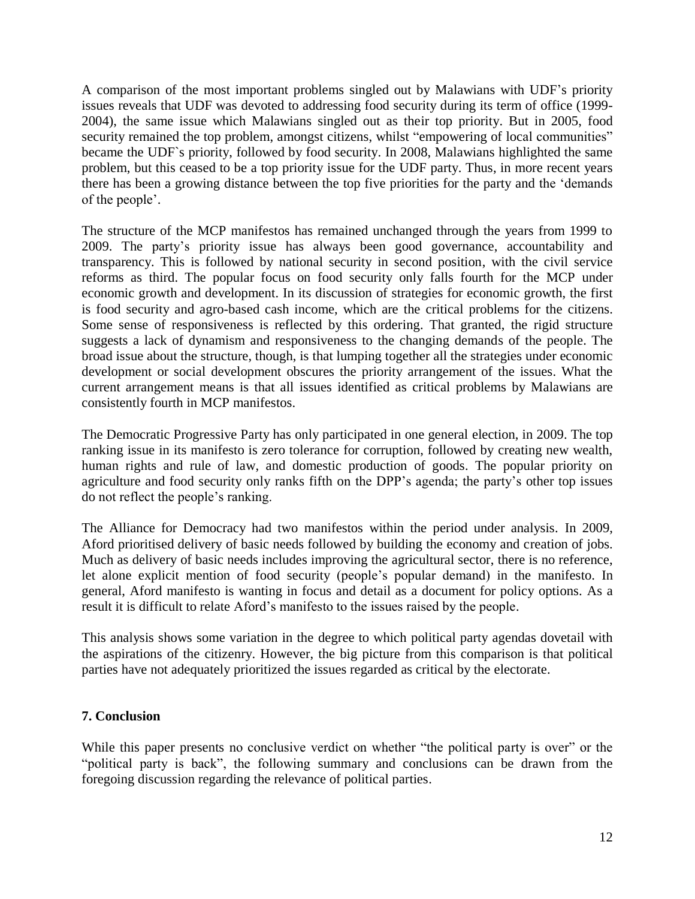A comparison of the most important problems singled out by Malawians with UDF's priority issues reveals that UDF was devoted to addressing food security during its term of office (1999-2004), the same issue which Malawians singled out as their top priority. But in 2005, food security remained the top problem, amongst citizens, whilst "empowering of local communities" became the UDF`s priority, followed by food security. In 2008, Malawians highlighted the same problem, but this ceased to be a top priority issue for the UDF party. Thus, in more recent years there has been a growing distance between the top five priorities for the party and the 'demands of the people'.

The structure of the MCP manifestos has remained unchanged through the years from 1999 to 2009. The party's priority issue has always been good governance, accountability and transparency. This is followed by national security in second position, with the civil service reforms as third. The popular focus on food security only falls fourth for the MCP under economic growth and development. In its discussion of strategies for economic growth, the first is food security and agro-based cash income, which are the critical problems for the citizens. Some sense of responsiveness is reflected by this ordering. That granted, the rigid structure suggests a lack of dynamism and responsiveness to the changing demands of the people. The broad issue about the structure, though, is that lumping together all the strategies under economic development or social development obscures the priority arrangement of the issues. What the current arrangement means is that all issues identified as critical problems by Malawians are consistently fourth in MCP manifestos.

The Democratic Progressive Party has only participated in one general election, in 2009. The top ranking issue in its manifesto is zero tolerance for corruption, followed by creating new wealth, human rights and rule of law, and domestic production of goods. The popular priority on agriculture and food security only ranks fifth on the DPP's agenda; the party's other top issues do not reflect the people's ranking.

The Alliance for Democracy had two manifestos within the period under analysis. In 2009, Aford prioritised delivery of basic needs followed by building the economy and creation of jobs. Much as delivery of basic needs includes improving the agricultural sector, there is no reference, let alone explicit mention of food security (people's popular demand) in the manifesto. In general, Aford manifesto is wanting in focus and detail as a document for policy options. As a result it is difficult to relate Aford's manifesto to the issues raised by the people.

This analysis shows some variation in the degree to which political party agendas dovetail with the aspirations of the citizenry. However, the big picture from this comparison is that political parties have not adequately prioritized the issues regarded as critical by the electorate.

## 7. Conclusion

While this paper presents no conclusive verdict on whether "the political party is over" or the "political party is back", the following summary and conclusions can be drawn from the foregoing discussion regarding the relevance of political parties.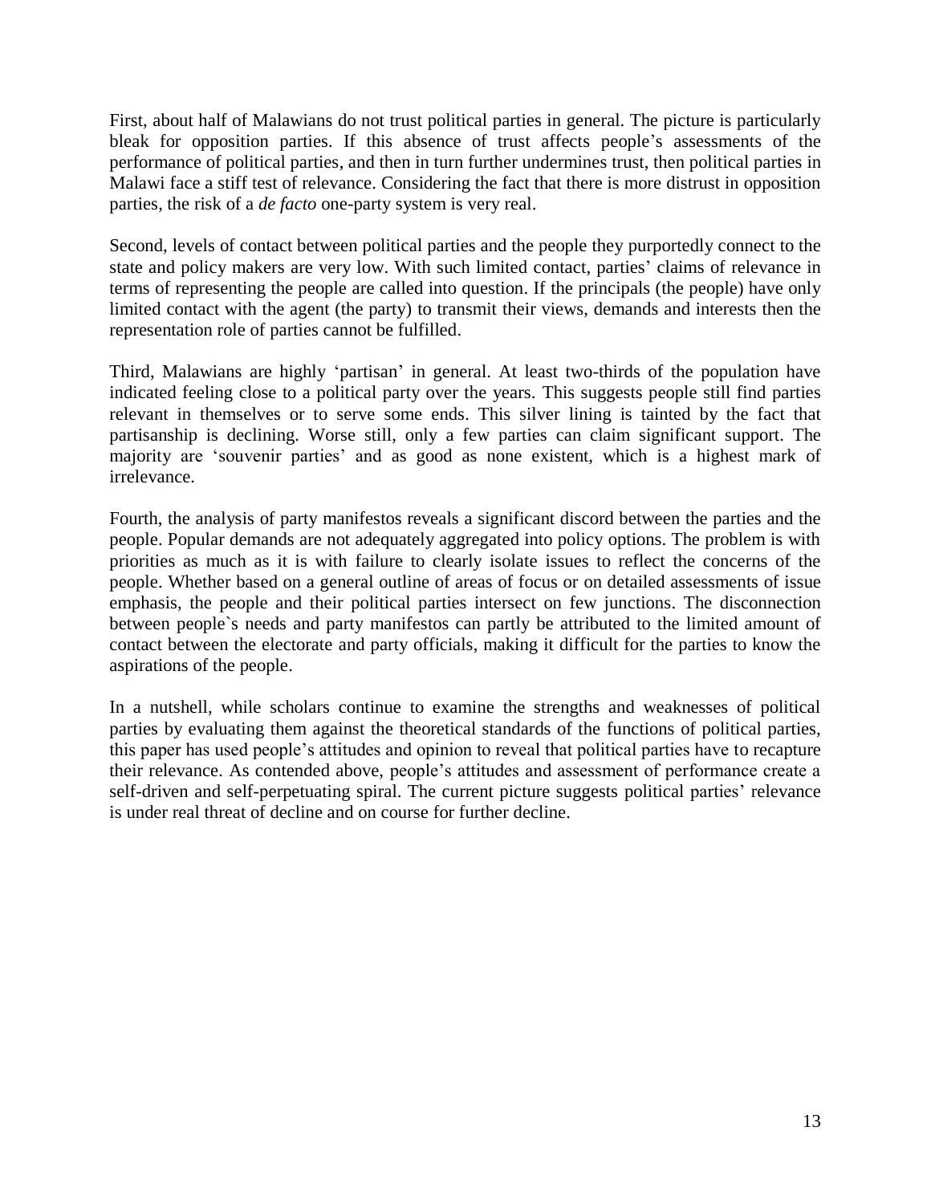First, about half of Malawians do not trust political parties in general. The picture is particularly bleak for opposition parties. If this absence of trust affects people's assessments of the performance of political parties, and then in turn further undermines trust, then political parties in Malawi face a stiff test of relevance. Considering the fact that there is more distrust in opposition parties, the risk of a *de facto* one-party system is very real.

Second, levels of contact between political parties and the people they purportedly connect to the state and policy makers are very low. With such limited contact, parties' claims of relevance in terms of representing the people are called into question. If the principals (the people) have only limited contact with the agent (the party) to transmit their views, demands and interests then the representation role of parties cannot be fulfilled.

Third, Malawians are highly 'partisan' in general. At least two-thirds of the population have indicated feeling close to a political party over the years. This suggests people still find parties relevant in themselves or to serve some ends. This silver lining is tainted by the fact that partisanship is declining. Worse still, only a few parties can claim significant support. The majority are 'souvenir parties' and as good as none existent, which is a highest mark of irrelevance.

Fourth, the analysis of party manifestos reveals a significant discord between the parties and the people. Popular demands are not adequately aggregated into policy options. The problem is with priorities as much as it is with failure to clearly isolate issues to reflect the concerns of the people. Whether based on a general outline of areas of focus or on detailed assessments of issue emphasis, the people and their political parties intersect on few junctions. The disconnection between people`s needs and party manifestos can partly be attributed to the limited amount of contact between the electorate and party officials, making it difficult for the parties to know the aspirations of the people.

In a nutshell, while scholars continue to examine the strengths and weaknesses of political parties by evaluating them against the theoretical standards of the functions of political parties, this paper has used people's attitudes and opinion to reveal that political parties have to recapture their relevance. As contended above, people's attitudes and assessment of performance create a self-driven and self-perpetuating spiral. The current picture suggests political parties' relevance is under real threat of decline and on course for further decline.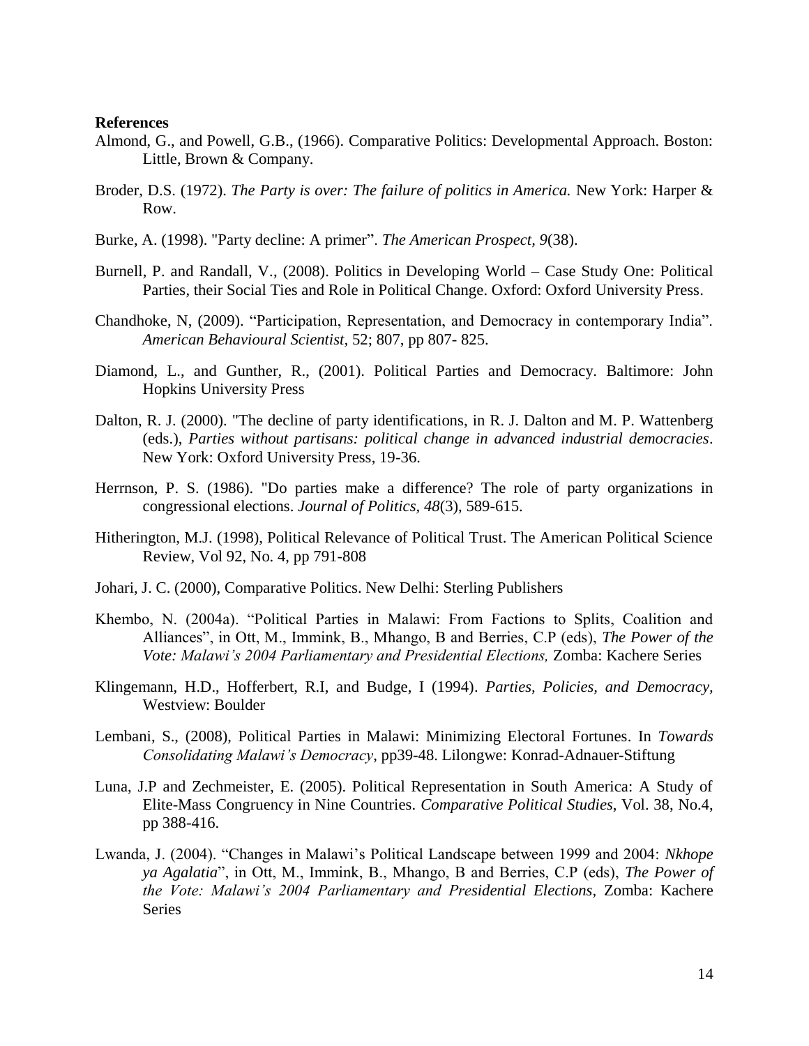**References**

Almond, G., and Powell, G.B., (1966). Comparative Politics: Developmental Approach. Boston: Little, Brown & Company.

Broder, D.S. (1972). *The Party is over: The failure of politics in America.* New York: Harper & Row.

Burke, A. (1998). "Party decline: A primer". *The American Prospect, 9*(38).

Burnell, P. and Randall, V., (2008). Politics in Developing World – Case Study One: Political Parties, their Social Ties and Role in Political Change. Oxford: Oxford University Press.

Chandhoke, N, (2009). "Participation, Representation, and Democracy in contemporary India". *American Behavioural Scientist,* 52; 807, pp 807- 825.

Diamond, L., and Gunther, R., (2001). Political Parties and Democracy. Baltimore: John Hopkins University Press

Dalton, R. J. (2000). "The decline of party identifications, in R. J. Dalton and M. P. Wattenberg (eds.), *Parties without partisans: political change in advanced industrial democracies*. New York: Oxford University Press, 19-36.

Herrnson, P. S. (1986). "Do parties make a difference? The role of party organizations in congressional elections. *Journal of Politics, 48*(3), 589-615.

Hitherington, M.J. (1998), Political Relevance of Political Trust. The American Political Science Review, Vol 92, No. 4, pp 791-808

Johari, J. C. (2000), Comparative Politics. New Delhi: Sterling Publishers

Khembo, N. (2004a). "Political Parties in Malawi: From Factions to Splits, Coalition and Alliances", in Ott, M., Immink, B., Mhango, B and Berries, C.P (eds), *The Power of the Vote: Malawi's 2004 Parliamentary and Presidential Elections,* Zomba: Kachere Series

Klingemann, H.D., Hofferbert, R.I, and Budge, I (1994). *Parties, Policies, and Democracy,* Westview: Boulder

Lembani, S., (2008), Political Parties in Malawi: Minimizing Electoral Fortunes. In *Towards Consolidating Malawi's Democracy*, pp39-48. Lilongwe: Konrad-Adnauer-Stiftung

Luna, J.P and Zechmeister, E. (2005). Political Representation in South America: A Study of Elite-Mass Congruency in Nine Countries. *Comparative Political Studies*, Vol. 38, No.4, pp 388-416.

Lwanda, J. (2004). "Changes in Malawi's Political Landscape between 1999 and 2004: *Nkhope ya Agalatia*", in Ott, M., Immink, B., Mhango, B and Berries, C.P (eds), *The Power of the Vote: Malawi's 2004 Parliamentary and Presidential Elections,* Zomba: Kachere Series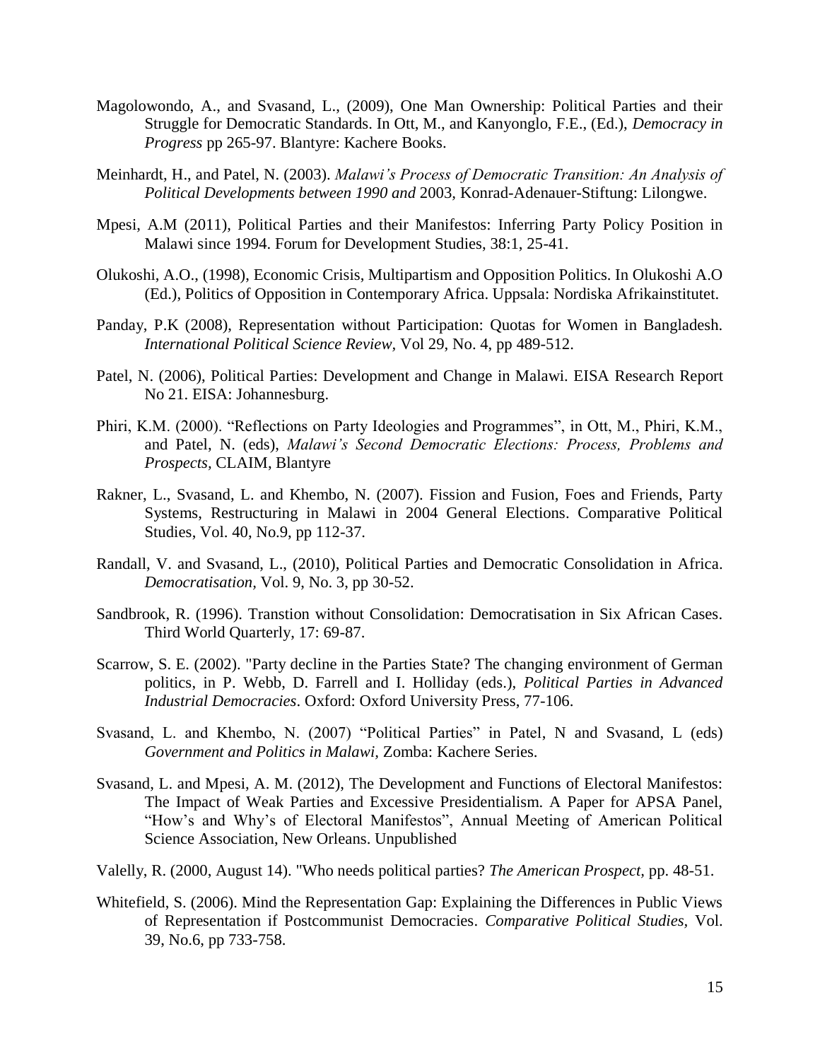Magolowondo, A., and Svasand, L., (2009), One Man Ownership: Political Parties and their Struggle for Democratic Standards. In Ott, M., and Kanyonglo, F.E., (Ed.), *Democracy in Progress* pp 265-97. Blantyre: Kachere Books.

Meinhardt, H., and Patel, N. (2003). *Malawi's Process of Democratic Transition: An Analysis of Political Developments between 1990 and* 2003, Konrad-Adenauer-Stiftung: Lilongwe.

Mpesi, A.M (2011), Political Parties and their Manifestos: Inferring Party Policy Position in Malawi since 1994. Forum for Development Studies, 38:1, 25-41.

Olukoshi, A.O., (1998), Economic Crisis, Multipartism and Opposition Politics. In Olukoshi A.O (Ed.), Politics of Opposition in Contemporary Africa. Uppsala: Nordiska Afrikainstitutet.

Panday, P.K (2008), Representation without Participation: Quotas for Women in Bangladesh. *International Political Science Review*, Vol 29, No. 4, pp 489-512.

Patel, N. (2006), Political Parties: Development and Change in Malawi. EISA Research Report No 21. EISA: Johannesburg.

Phiri, K.M. (2000). "Reflections on Party Ideologies and Programmes", in Ott, M., Phiri, K.M., and Patel, N. (eds), *Malawi's Second Democratic Elections: Process, Problems and Prospects*, CLAIM, Blantyre

Rakner, L., Svasand, L. and Khembo, N. (2007). Fission and Fusion, Foes and Friends, Party Systems, Restructuring in Malawi in 2004 General Elections. Comparative Political Studies, Vol. 40, No.9, pp 112-37.

Randall, V. and Svasand, L., (2010), Political Parties and Democratic Consolidation in Africa. *Democratisation,* Vol. 9, No. 3, pp 30-52.

Sandbrook, R. (1996). Transtion without Consolidation: Democratisation in Six African Cases. Third World Quarterly, 17: 69-87.

Scarrow, S. E. (2002). "Party decline in the Parties State? The changing environment of German politics, in P. Webb, D. Farrell and I. Holliday (eds.), *Political Parties in Advanced Industrial Democracies*. Oxford: Oxford University Press, 77-106.

Svasand, L. and Khembo, N. (2007) "Political Parties" in Patel, N and Svasand, L (eds) *Government and Politics in Malawi,* Zomba: Kachere Series.

Svasand, L. and Mpesi, A. M. (2012), The Development and Functions of Electoral Manifestos: The Impact of Weak Parties and Excessive Presidentialism. A Paper for APSA Panel, "How's and Why's of Electoral Manifestos", Annual Meeting of American Political Science Association, New Orleans. Unpublished

Valelly, R. (2000, August 14). "Who needs political parties? *The American Prospect,* pp. 48-51.

Whitefield, S. (2006). Mind the Representation Gap: Explaining the Differences in Public Views of Representation if Postcommunist Democracies. *Comparative Political Studies*, Vol. 39, No.6, pp 733-758.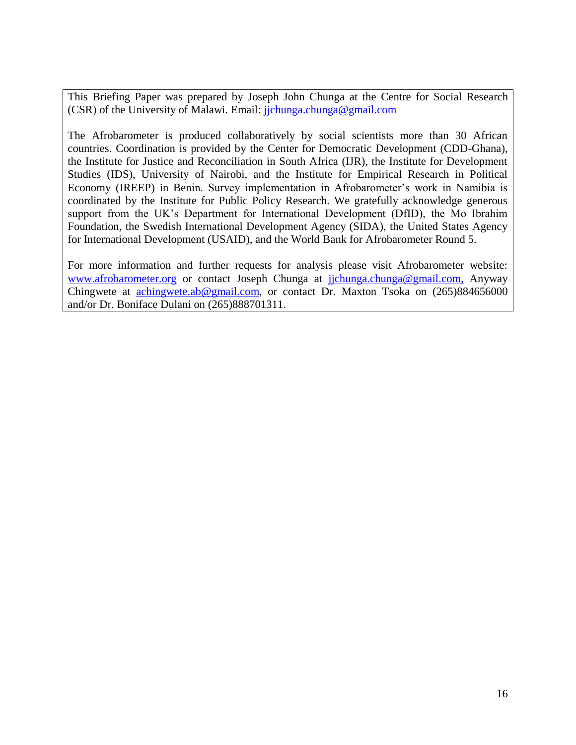This Briefing Paper was prepared by Joseph John Chunga at the Centre for Social Research (CSR) of the University of Malawi. Email: jjchunga.chunga@gmail.com

The Afrobarometer is produced collaboratively by social scientists more than 30 African countries. Coordination is provided by the Center for Democratic Development (CDD-Ghana), the Institute for Justice and Reconciliation in South Africa (IJR), the Institute for Development Studies (IDS), University of Nairobi, and the Institute for Empirical Research in Political Economy (IREEP) in Benin. Survey implementation in Afrobarometer's work in Namibia is coordinated by the Institute for Public Policy Research. We gratefully acknowledge generous support from the UK's Department for International Development (DfID), the Mo Ibrahim Foundation, the Swedish International Development Agency (SIDA), the United States Agency for International Development (USAID), and the World Bank for Afrobarometer Round 5.

For more information and further requests for analysis please visit Afrobarometer website: www.afrobarometer.org or contact Joseph Chunga at jjchunga.chunga@gmail.com, Anyway Chingwete at achingwete.ab@gmail.com, or contact Dr. Maxton Tsoka on (265)884656000 and/or Dr. Boniface Dulani on (265)888701311.